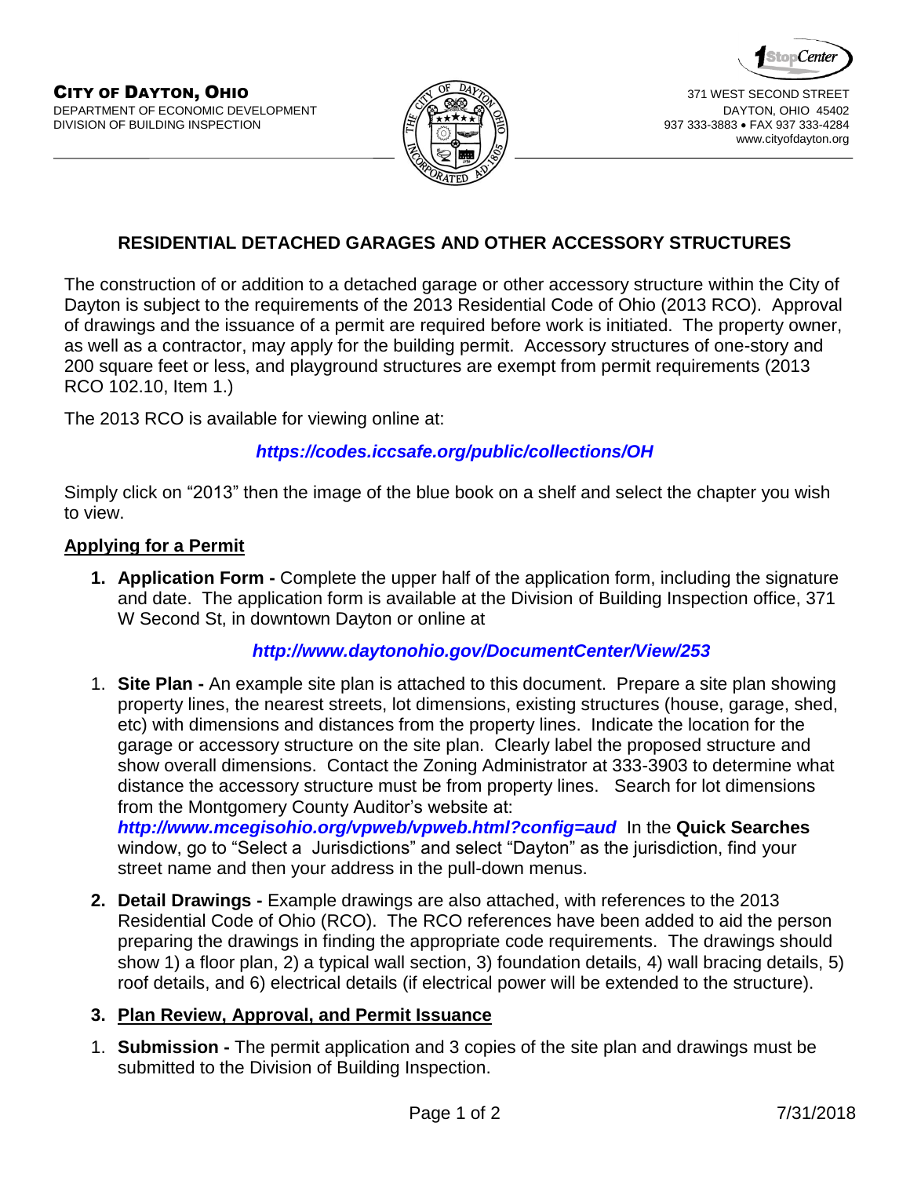**CITY OF DAYTON, OHIO**
DEPARTMENT OF ECONOMIC DEVELOPMENT
DIVISION OF BUILDING INSPECTION

371 WEST SECOND STREET
DAYTON, OHIO 45402
937 333-3883 • FAX 937 333-4284
www.cityofdayton.org

# RESIDENTIAL DETACHED GARAGES AND OTHER ACCESSORY STRUCTURES

The construction of or addition to a detached garage or other accessory structure within the City of Dayton is subject to the requirements of the 2013 Residential Code of Ohio (2013 RCO). Approval of drawings and the issuance of a permit are required before work is initiated. The property owner, as well as a contractor, may apply for the building permit. Accessory structures of one-story and 200 square feet or less, and playground structures are exempt from permit requirements (2013 RCO 102.10, Item 1.)

The 2013 RCO is available for viewing online at:

***https://codes.iccsafe.org/public/collections/OH***

Simply click on "2013" then the image of the blue book on a shelf and select the chapter you wish to view.

## Applying for a Permit

1. **Application Form -** Complete the upper half of the application form, including the signature and date. The application form is available at the Division of Building Inspection office, 371 W Second St, in downtown Dayton or online at

   ***http://www.daytonohio.gov/DocumentCenter/View/253***

1. **Site Plan -** An example site plan is attached to this document. Prepare a site plan showing property lines, the nearest streets, lot dimensions, existing structures (house, garage, shed, etc) with dimensions and distances from the property lines. Indicate the location for the garage or accessory structure on the site plan. Clearly label the proposed structure and show overall dimensions. Contact the Zoning Administrator at 333-3903 to determine what distance the accessory structure must be from property lines. Search for lot dimensions from the Montgomery County Auditor's website at:
   ***http://www.mcegisohio.org/vpweb/vpweb.html?config=aud*** In the **Quick Searches** window, go to "Select a Jurisdictions" and select "Dayton" as the jurisdiction, find your street name and then your address in the pull-down menus.

2. **Detail Drawings -** Example drawings are also attached, with references to the 2013 Residential Code of Ohio (RCO). The RCO references have been added to aid the person preparing the drawings in finding the appropriate code requirements. The drawings should show 1) a floor plan, 2) a typical wall section, 3) foundation details, 4) wall bracing details, 5) roof details, and 6) electrical details (if electrical power will be extended to the structure).

3. **Plan Review, Approval, and Permit Issuance**

1. **Submission -** The permit application and 3 copies of the site plan and drawings must be submitted to the Division of Building Inspection.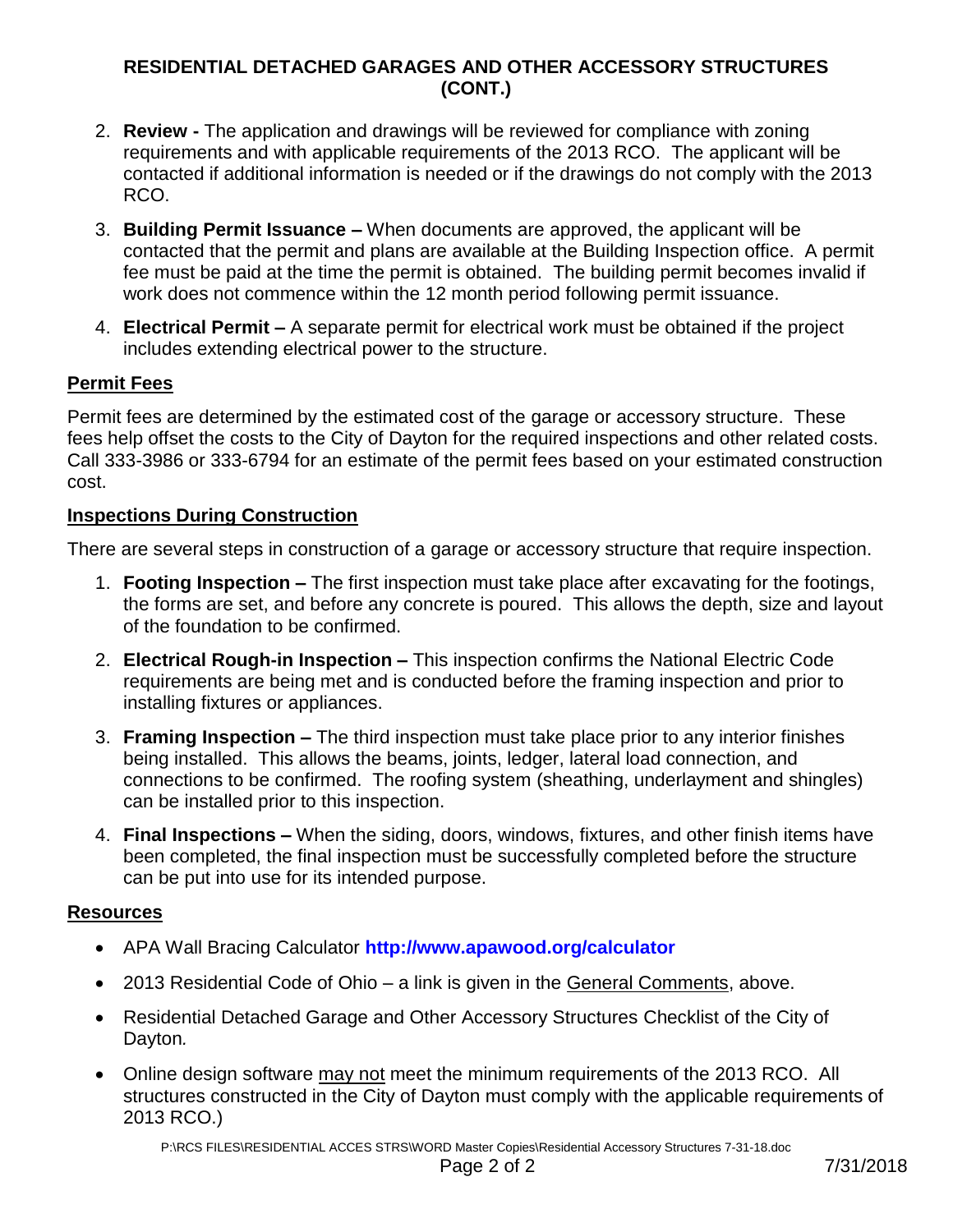## RESIDENTIAL DETACHED GARAGES AND OTHER ACCESSORY STRUCTURES (CONT.)

2. **Review -** The application and drawings will be reviewed for compliance with zoning requirements and with applicable requirements of the 2013 RCO. The applicant will be contacted if additional information is needed or if the drawings do not comply with the 2013 RCO.
3. **Building Permit Issuance –** When documents are approved, the applicant will be contacted that the permit and plans are available at the Building Inspection office. A permit fee must be paid at the time the permit is obtained. The building permit becomes invalid if work does not commence within the 12 month period following permit issuance.
4. **Electrical Permit –** A separate permit for electrical work must be obtained if the project includes extending electrical power to the structure.

### Permit Fees

Permit fees are determined by the estimated cost of the garage or accessory structure. These fees help offset the costs to the City of Dayton for the required inspections and other related costs. Call 333-3986 or 333-6794 for an estimate of the permit fees based on your estimated construction cost.

### Inspections During Construction

There are several steps in construction of a garage or accessory structure that require inspection.

1. **Footing Inspection –** The first inspection must take place after excavating for the footings, the forms are set, and before any concrete is poured. This allows the depth, size and layout of the foundation to be confirmed.
2. **Electrical Rough-in Inspection –** This inspection confirms the National Electric Code requirements are being met and is conducted before the framing inspection and prior to installing fixtures or appliances.
3. **Framing Inspection –** The third inspection must take place prior to any interior finishes being installed. This allows the beams, joints, ledger, lateral load connection, and connections to be confirmed. The roofing system (sheathing, underlayment and shingles) can be installed prior to this inspection.
4. **Final Inspections –** When the siding, doors, windows, fixtures, and other finish items have been completed, the final inspection must be successfully completed before the structure can be put into use for its intended purpose.

### Resources

- APA Wall Bracing Calculator **http://www.apawood.org/calculator**
- 2013 Residential Code of Ohio – a link is given in the General Comments, above.
- Residential Detached Garage and Other Accessory Structures Checklist of the City of Dayton.
- Online design software may not meet the minimum requirements of the 2013 RCO. All structures constructed in the City of Dayton must comply with the applicable requirements of 2013 RCO.)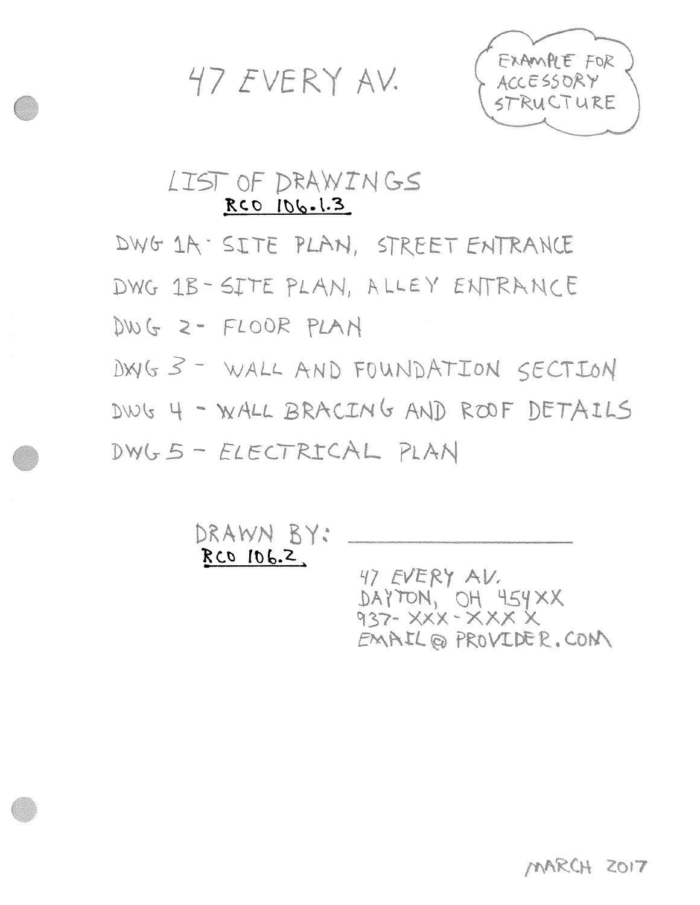# 47 EVERY AV.

EXAMPLE FOR ACCESSORY STRUCTURE

## LIST OF DRAWINGS

**RCO 106.1.3**

DWG 1A - SITE PLAN, STREET ENTRANCE

DWG 1B - SITE PLAN, ALLEY ENTRANCE

DWG 2 - FLOOR PLAN

DWG 3 - WALL AND FOUNDATION SECTION

DWG 4 - WALL BRACING AND ROOF DETAILS

DWG 5 - ELECTRICAL PLAN

DRAWN BY: ____________________

**RCO 106.2**

47 EVERY AV.
DAYTON, OH 454XX
937-XXX-XXXX
EMAIL@PROVIDER.COM

MARCH 2017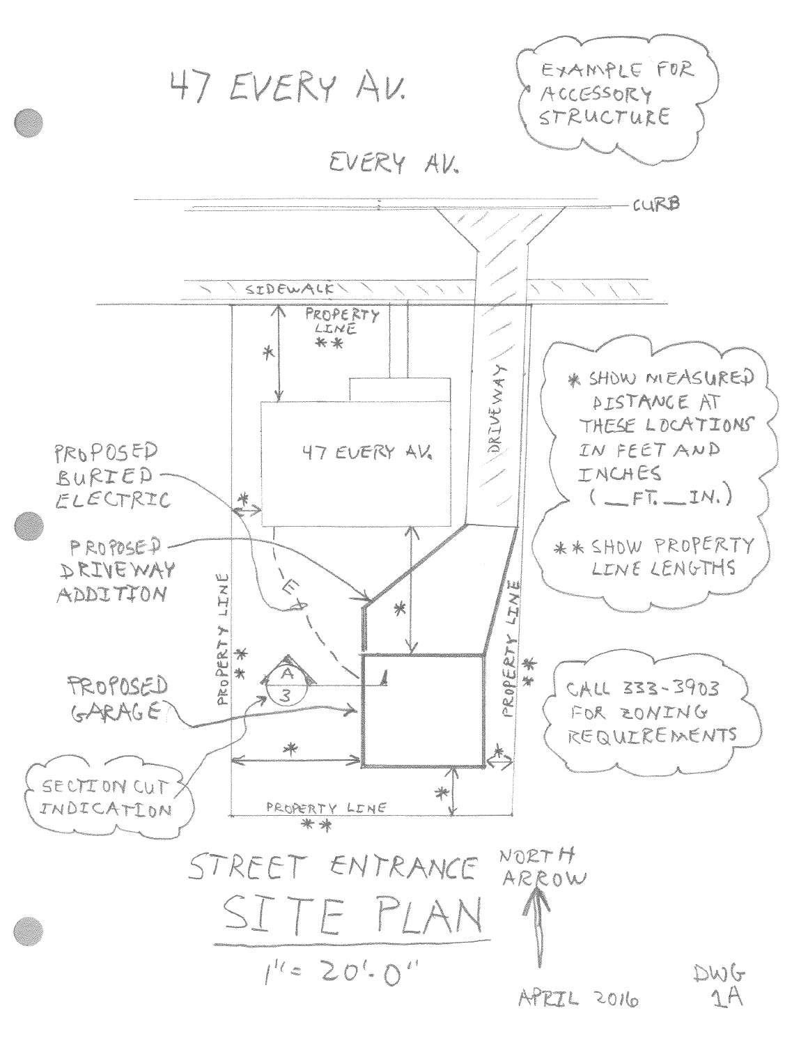# 47 EVERY AV.

EXAMPLE FOR ACCESSORY STRUCTURE

EVERY AV.

CURB

SIDEWALK

PROPERTY LINE **

*

47 EVERY AV.

DRIVEWAY

* SHOW MEASURED DISTANCE AT THESE LOCATIONS IN FEET AND INCHES (__FT.__IN.)

** SHOW PROPERTY LINE LENGTHS

PROPOSED BURIED ELECTRIC

PROPOSED DRIVEWAY ADDITION

PROPERTY LINE

PROPERTY LINE

A 3

PROPOSED GARAGE

CALL 333-3903 FOR ZONING REQUIREMENTS

SECTION CUT INDICATION

PROPERTY LINE **

STREET ENTRANCE

NORTH ARROW

## SITE PLAN

1" = 20'-0"

APRIL 2016

DWG 1A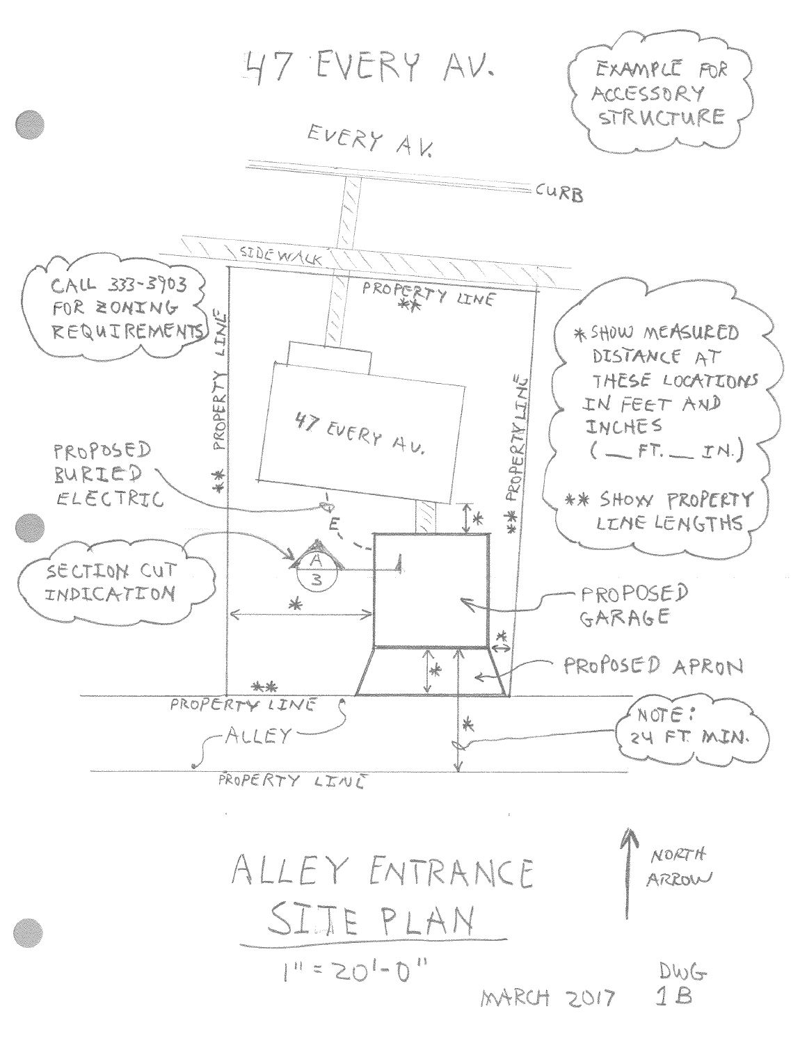# 47 EVERY AV.

EXAMPLE FOR ACCESSORY STRUCTURE

EVERY AV.

CURB

SIDEWALK

CALL 333-3903 FOR ZONING REQUIREMENTS

PROPERTY LINE **

PROPERTY LINE

** PROPERTY LINE

47 EVERY AV.

PROPOSED BURIED ELECTRIC

E

SECTION CUT INDICATION

A 3

*

*

*

*

PROPOSED GARAGE

PROPOSED APRON

* SHOW MEASURED DISTANCE AT THESE LOCATIONS IN FEET AND INCHES ( __ FT. __ IN.)

** SHOW PROPERTY LINE LENGTHS

**

PROPERTY LINE

ALLEY

PROPERTY LINE

*

NOTE: 24 FT. MIN.

NORTH ARROW

## ALLEY ENTRANCE SITE PLAN

1" = 20'-0"

MARCH 2017

DWG 1B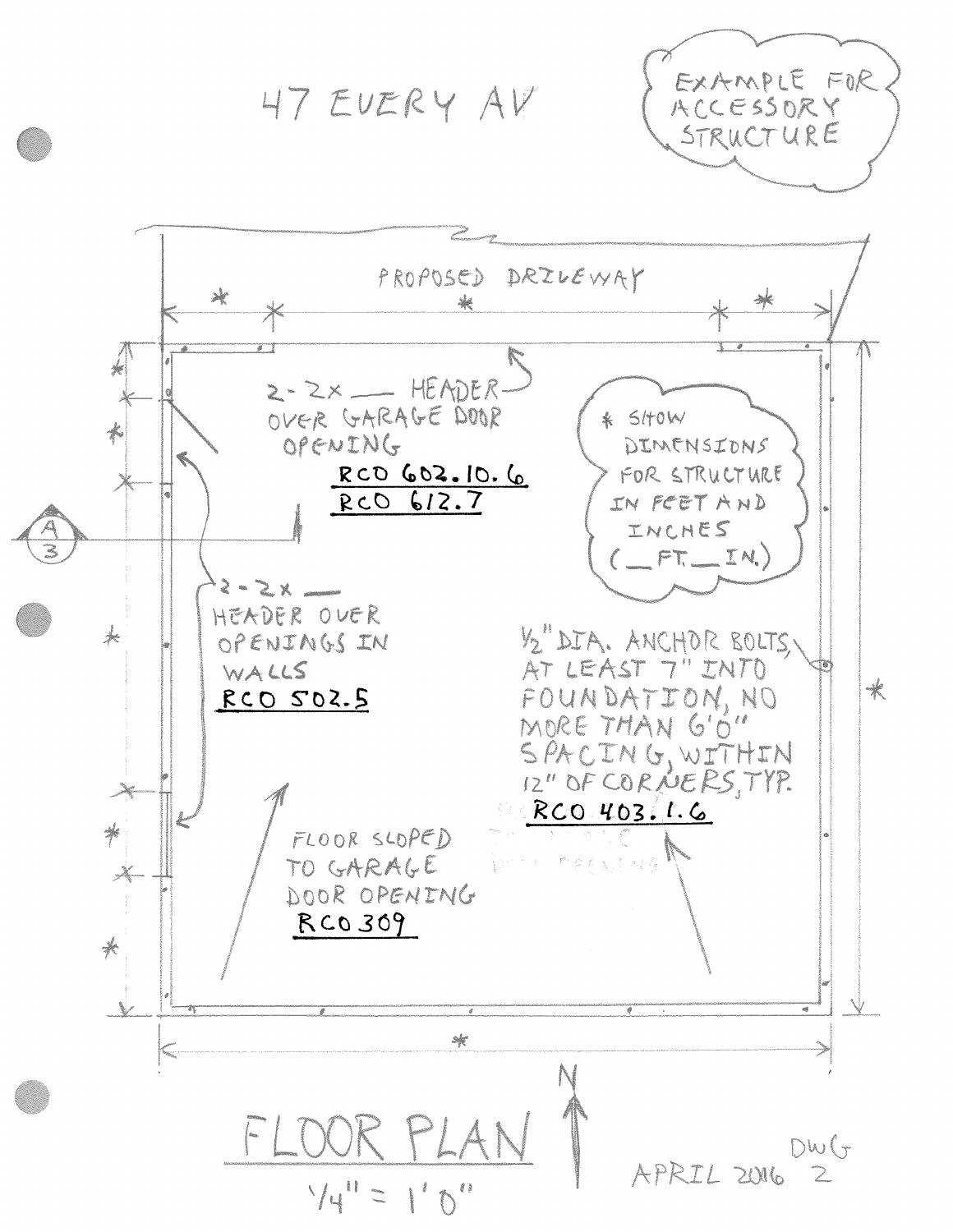47 EVERY AV

EXAMPLE FOR ACCESSORY STRUCTURE

PROPOSED DRIVEWAY

2-2x ___ HEADER OVER GARAGE DOOR OPENING
RCO 602.10.6
RCO 612.7

* SHOW DIMENSIONS FOR STRUCTURE IN FEET AND INCHES (\_\_FT.\_\_IN.)

2-2x ___ HEADER OVER OPENINGS IN WALLS
RCO 502.5

1/2" DIA. ANCHOR BOLTS, AT LEAST 7" INTO FOUNDATION, NO MORE THAN 6'0" SPACING, WITHIN 12" OF CORNERS, TYP.
RCO 403.1.6

FLOOR SLOPED TO GARAGE DOOR OPENING
RCO 309

A
3

N

# FLOOR PLAN

1/4" = 1'0"

APRIL 2016

DWG 2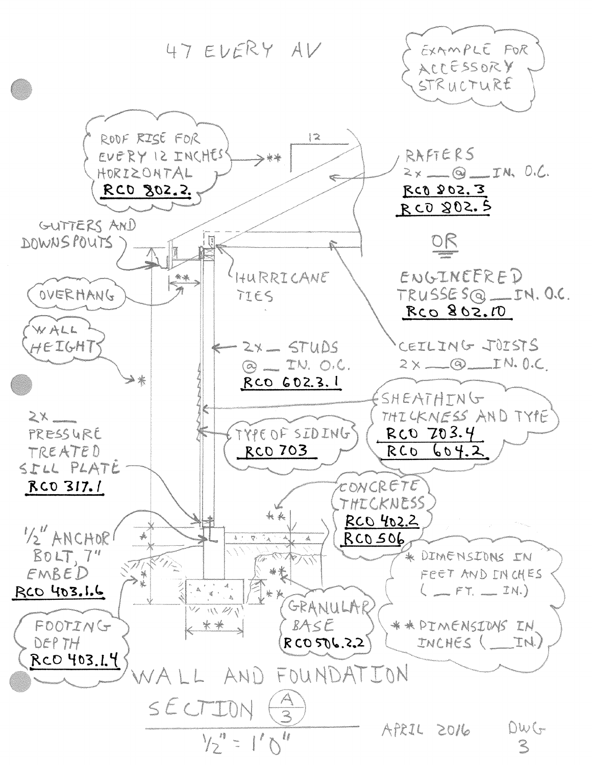# 47 EVERY AV

EXAMPLE FOR ACCESSORY STRUCTURE

ROOF RISE FOR EVERY 12 INCHES HORIZONTAL **RCO 802.2** → ** 12

RAFTERS
2x ___ @ ___ IN. O.C.
**RCO 802.3**
**RCO 802.5**

OR

ENGINEERED TRUSSES @ ___ IN. O.C.
**RCO 802.10**

GUTTERS AND DOWNSPOUTS

HURRICANE TIES

OVERHANG **

CEILING JOISTS
2x ___ @ ___ IN. O.C.

WALL HEIGHT *

2x ___ STUDS @ ___ IN. O.C.
**RCO 602.3.1**

SHEATHING THICKNESS AND TYPE
**RCO 703.4**
**RCO 604.2**

TYPE OF SIDING
**RCO 703**

2x ___ PRESSURE TREATED SILL PLATE
**RCO 317.1**

CONCRETE THICKNESS **
**RCO 402.2**
**RCO 506**

1/2" ANCHOR BOLT, 7" EMBED
**RCO 403.1.6**

\* DIMENSIONS IN FEET AND INCHES ( ___ FT. ___ IN.)

\*\* DIMENSIONS IN INCHES ( ___ IN.)

GRANULAR BASE **
**RCO 506.2.2**

FOOTING DEPTH *
**RCO 403.1.4**

## WALL AND FOUNDATION SECTION A/3

1/2" = 1'0"

APRIL 2016

DWG 3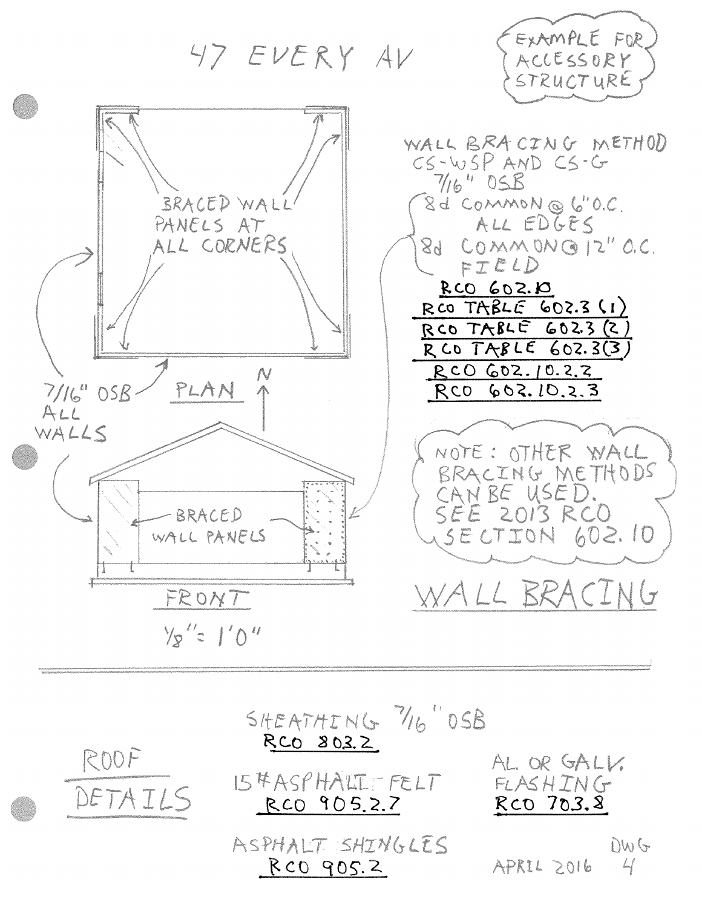# 47 EVERY AV

EXAMPLE FOR ACCESSORY STRUCTURE

BRACED WALL PANELS AT ALL CORNERS

7/16" OSB ALL WALLS

PLAN

N

BRACED WALL PANELS

FRONT

1/8" = 1'0"

WALL BRACING METHOD CS-WSP AND CS-G

7/16" OSB

- 8d COMMON @ 6" O.C. ALL EDGES
- 8d COMMON @ 12" O.C. FIELD

RCO 602.10

RCO TABLE 602.3 (1)

RCO TABLE 602.3 (2)

RCO TABLE 602.3 (3)

RCO 602.10.2.2

RCO 602.10.2.3

NOTE: OTHER WALL BRACING METHODS CAN BE USED. SEE 2013 RCO SECTION 602.10

## WALL BRACING

---

## ROOF DETAILS

SHEATHING 7/16" OSB
RCO 803.2

15# ASPHALT FELT
RCO 905.2.7

AL. OR GALV. FLASHING
RCO 703.8

ASPHALT SHINGLES
RCO 905.2

APRIL 2016

DWG 4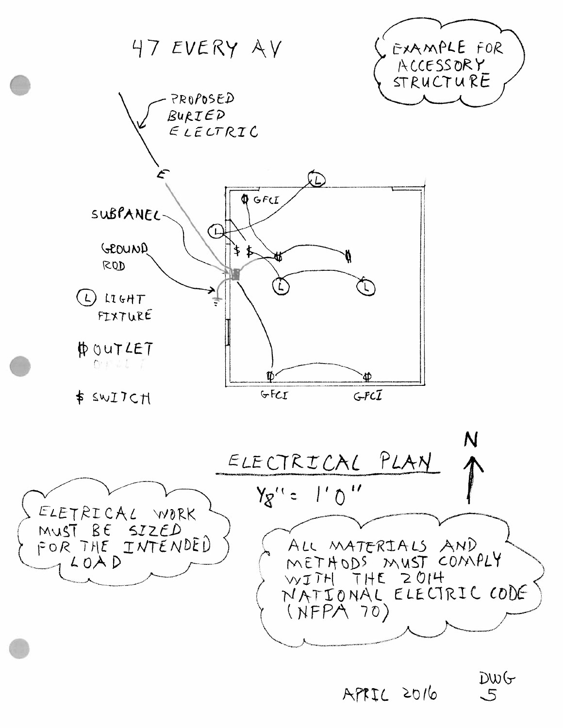# 47 EVERY AV

EXAMPLE FOR ACCESSORY STRUCTURE

PROPOSED BURIED ELECTRIC

E

SUBPANEL

GROUND ROD

(L) LIGHT FIXTURE

⏀ OUTLET

$ SWITCH

GFCI

GFCI

GFCI

## ELECTRICAL PLAN

1/8" = 1'0"

N

ELETRICAL WORK MUST BE SIZED FOR THE INTENDED LOAD

ALL MATERIALS AND METHODS MUST COMPLY WITH THE 2014 NATIONAL ELECTRIC CODE (NFPA 70)

APRIL 2016

DWG 5